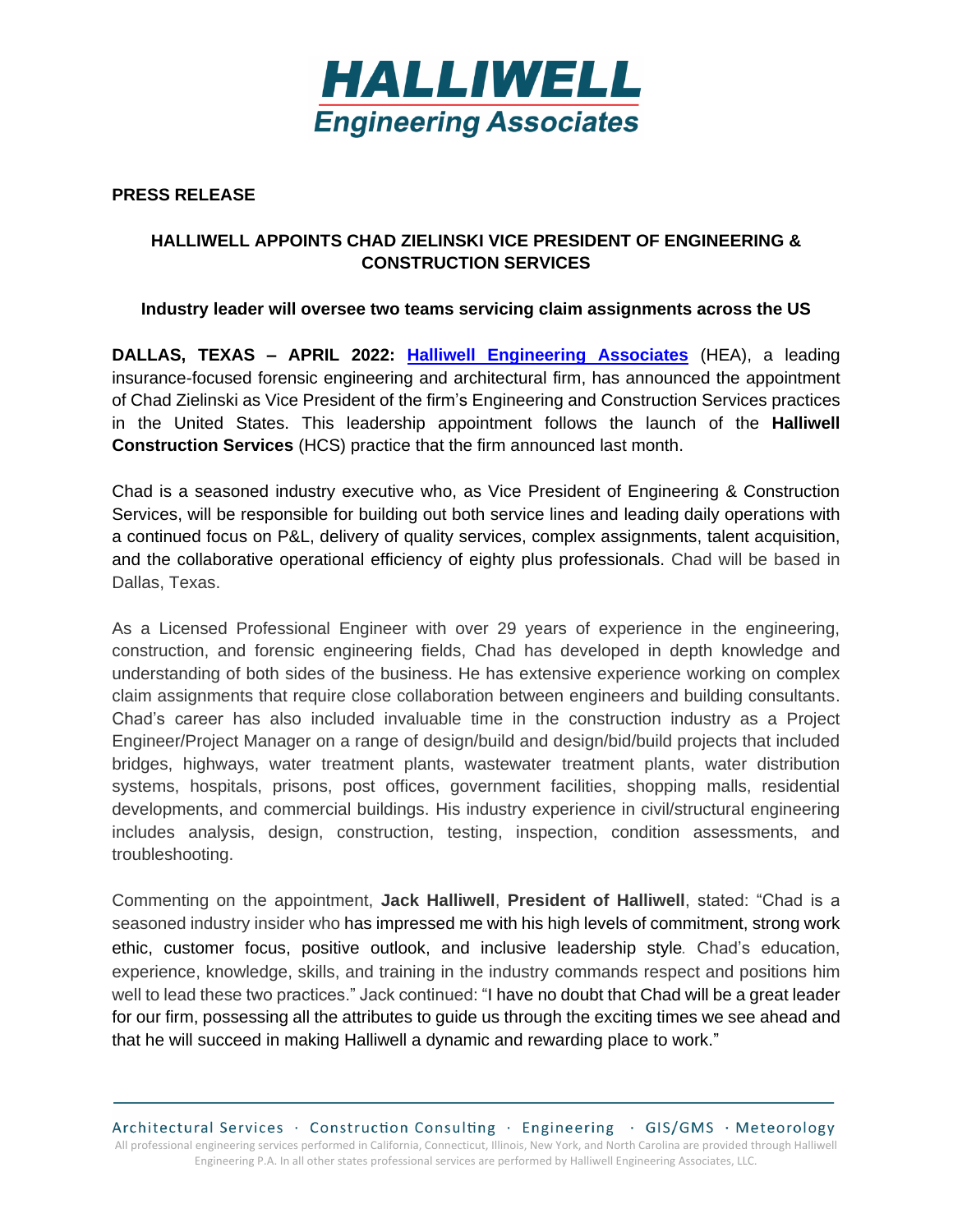# HALLIWELL

## Engineering Associates

**PRESS RELEASE**

## HALLIWELL APPOINTS CHAD ZIELINSKI VICE PRESIDENT OF ENGINEERING & CONSTRUCTION SERVICES

### Industry leader will oversee two teams servicing claim assignments across the US

**DALLAS, TEXAS – APRIL 2022:** **Halliwell Engineering Associates** (HEA), a leading insurance-focused forensic engineering and architectural firm, has announced the appointment of Chad Zielinski as Vice President of the firm's Engineering and Construction Services practices in the United States. This leadership appointment follows the launch of the **Halliwell Construction Services** (HCS) practice that the firm announced last month.

Chad is a seasoned industry executive who, as Vice President of Engineering & Construction Services, will be responsible for building out both service lines and leading daily operations with a continued focus on P&L, delivery of quality services, complex assignments, talent acquisition, and the collaborative operational efficiency of eighty plus professionals. Chad will be based in Dallas, Texas.

As a Licensed Professional Engineer with over 29 years of experience in the engineering, construction, and forensic engineering fields, Chad has developed in depth knowledge and understanding of both sides of the business. He has extensive experience working on complex claim assignments that require close collaboration between engineers and building consultants. Chad's career has also included invaluable time in the construction industry as a Project Engineer/Project Manager on a range of design/build and design/bid/build projects that included bridges, highways, water treatment plants, wastewater treatment plants, water distribution systems, hospitals, prisons, post offices, government facilities, shopping malls, residential developments, and commercial buildings. His industry experience in civil/structural engineering includes analysis, design, construction, testing, inspection, condition assessments, and troubleshooting.

Commenting on the appointment, **Jack Halliwell**, **President of Halliwell**, stated: "Chad is a seasoned industry insider who has impressed me with his high levels of commitment, strong work ethic, customer focus, positive outlook, and inclusive leadership style. Chad's education, experience, knowledge, skills, and training in the industry commands respect and positions him well to lead these two practices." Jack continued: "I have no doubt that Chad will be a great leader for our firm, possessing all the attributes to guide us through the exciting times we see ahead and that he will succeed in making Halliwell a dynamic and rewarding place to work."

Architectural Services · Construction Consulting · Engineering · GIS/GMS · Meteorology

All professional engineering services performed in California, Connecticut, Illinois, New York, and North Carolina are provided through Halliwell Engineering P.A. In all other states professional services are performed by Halliwell Engineering Associates, LLC.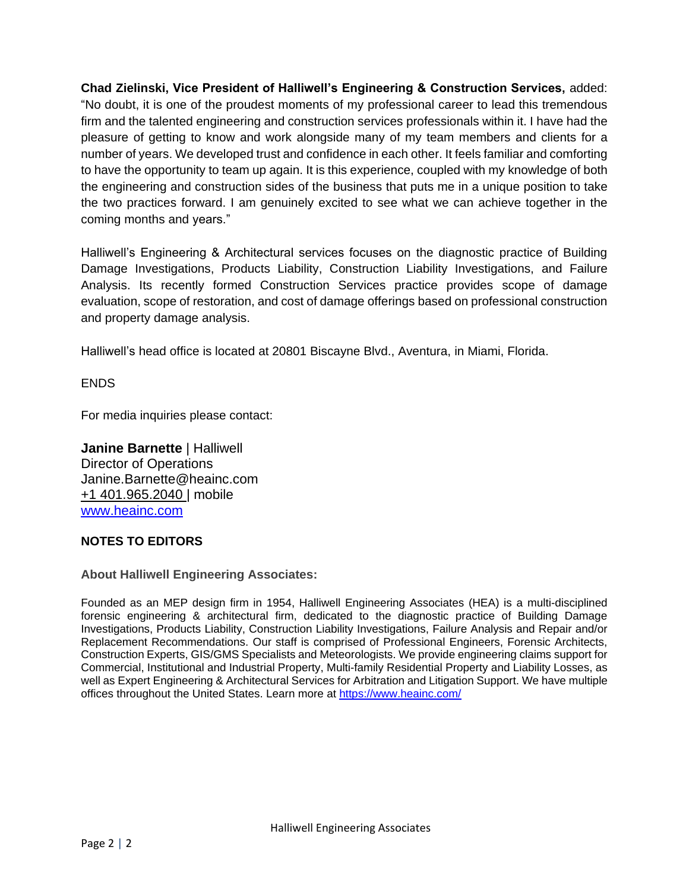**Chad Zielinski, Vice President of Halliwell's Engineering & Construction Services,** added: "No doubt, it is one of the proudest moments of my professional career to lead this tremendous firm and the talented engineering and construction services professionals within it. I have had the pleasure of getting to know and work alongside many of my team members and clients for a number of years. We developed trust and confidence in each other. It feels familiar and comforting to have the opportunity to team up again. It is this experience, coupled with my knowledge of both the engineering and construction sides of the business that puts me in a unique position to take the two practices forward. I am genuinely excited to see what we can achieve together in the coming months and years."

Halliwell's Engineering & Architectural services focuses on the diagnostic practice of Building Damage Investigations, Products Liability, Construction Liability Investigations, and Failure Analysis. Its recently formed Construction Services practice provides scope of damage evaluation, scope of restoration, and cost of damage offerings based on professional construction and property damage analysis.

Halliwell's head office is located at 20801 Biscayne Blvd., Aventura, in Miami, Florida.

ENDS

For media inquiries please contact:

**Janine Barnette** | Halliwell
Director of Operations
Janine.Barnette@heainc.com
+1 401.965.2040 | mobile
www.heainc.com

**NOTES TO EDITORS**

**About Halliwell Engineering Associates:**

Founded as an MEP design firm in 1954, Halliwell Engineering Associates (HEA) is a multi-disciplined forensic engineering & architectural firm, dedicated to the diagnostic practice of Building Damage Investigations, Products Liability, Construction Liability Investigations, Failure Analysis and Repair and/or Replacement Recommendations. Our staff is comprised of Professional Engineers, Forensic Architects, Construction Experts, GIS/GMS Specialists and Meteorologists. We provide engineering claims support for Commercial, Institutional and Industrial Property, Multi-family Residential Property and Liability Losses, as well as Expert Engineering & Architectural Services for Arbitration and Litigation Support. We have multiple offices throughout the United States. Learn more at https://www.heainc.com/